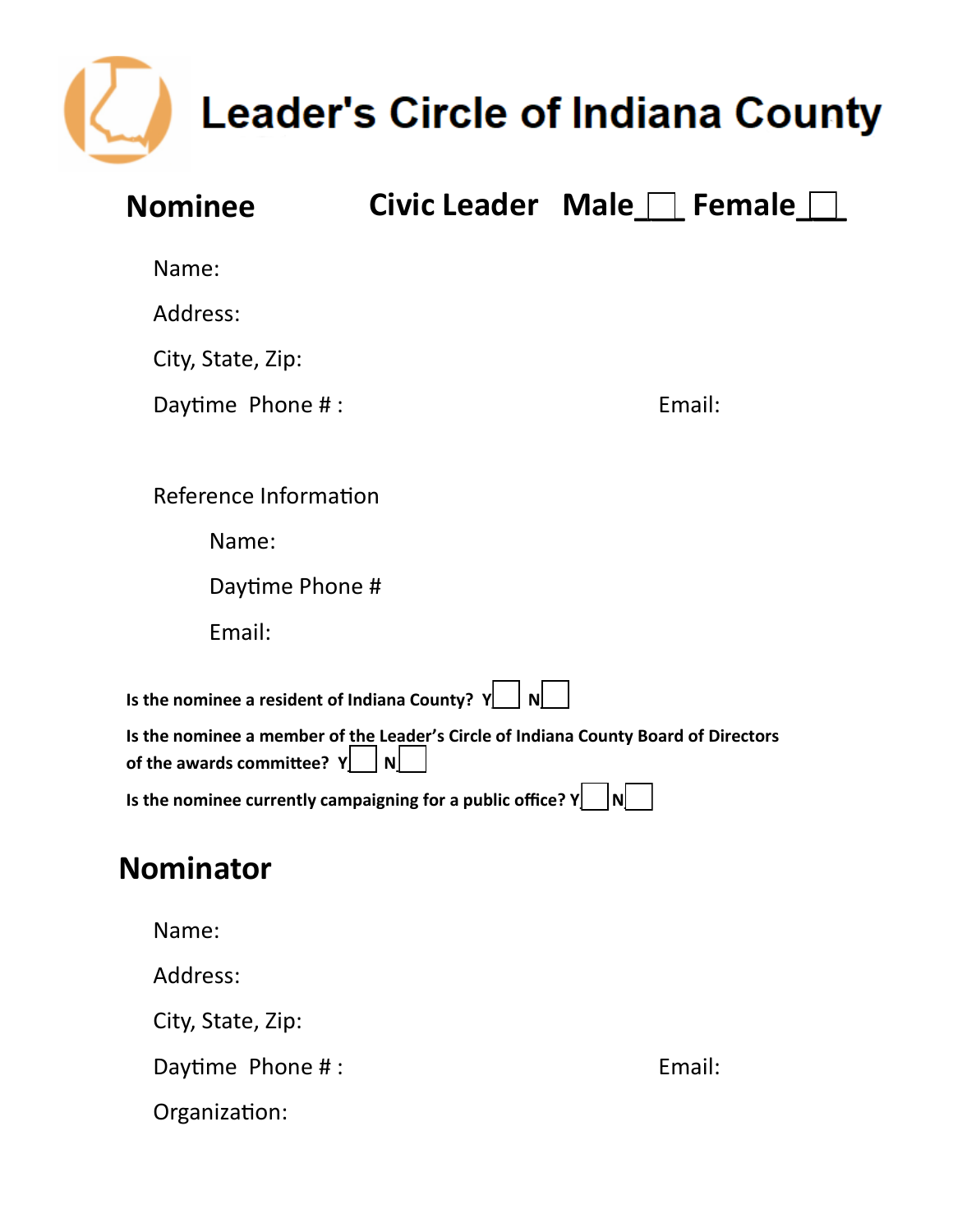# Leader's Circle of Indiana County

## Nominee    Civic Leader    Male___ Female___

Name:

Address:

City, State, Zip:

Daytime Phone # :    Email:

Reference Information

Name:

Daytime Phone #

Email:

**Is the nominee a resident of Indiana County? Y☐ N☐**

**Is the nominee a member of the Leader's Circle of Indiana County Board of Directors of the awards committee? Y☐ N☐**

**Is the nominee currently campaigning for a public office? Y☐ N☐**

## Nominator

Name:

Address:

City, State, Zip:

Daytime Phone # :    Email:

Organization: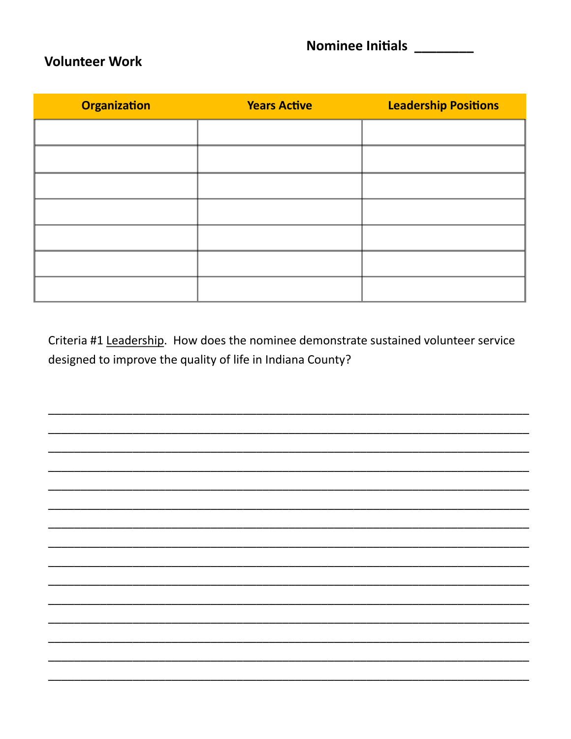**Nominee Initials ________**

## Volunteer Work

| Organization | Years Active | Leadership Positions |
| --- | --- | --- |
| | | |
| | | |
| | | |
| | | |
| | | |
| | | |
| | | |

Criteria #1 Leadership. How does the nominee demonstrate sustained volunteer service designed to improve the quality of life in Indiana County?

________________________________________________________________________________
________________________________________________________________________________
________________________________________________________________________________
________________________________________________________________________________
________________________________________________________________________________
________________________________________________________________________________
________________________________________________________________________________
________________________________________________________________________________
________________________________________________________________________________
________________________________________________________________________________
________________________________________________________________________________
________________________________________________________________________________
________________________________________________________________________________
________________________________________________________________________________
________________________________________________________________________________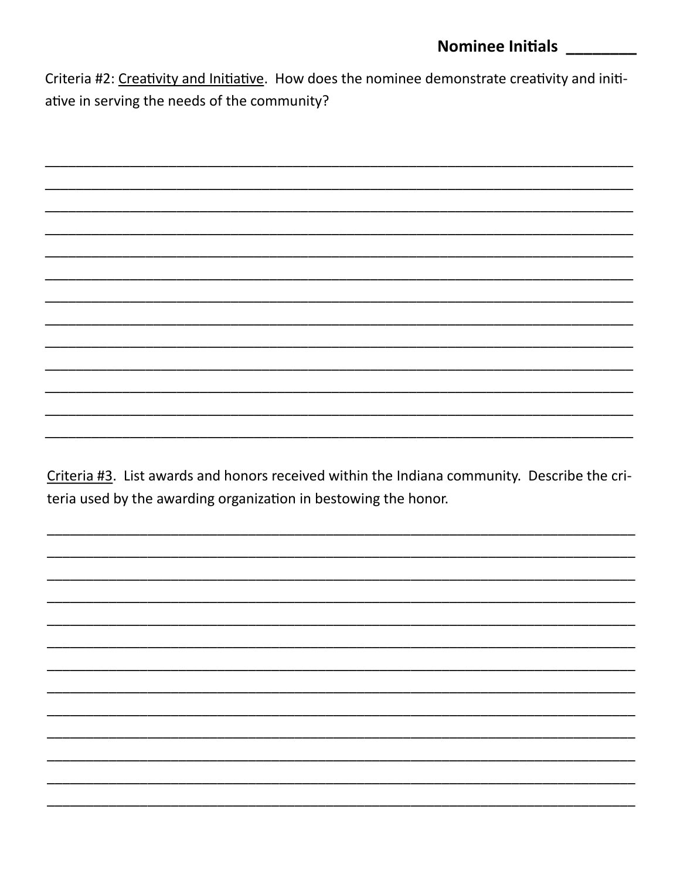**Nominee Initials ________**

Criteria #2: <u>Creativity and Initiative</u>. How does the nominee demonstrate creativity and initiative in serving the needs of the community?

_______________________________________________________________________________

_______________________________________________________________________________

_______________________________________________________________________________

_______________________________________________________________________________

_______________________________________________________________________________

_______________________________________________________________________________

_______________________________________________________________________________

_______________________________________________________________________________

_______________________________________________________________________________

_______________________________________________________________________________

_______________________________________________________________________________

_______________________________________________________________________________

_______________________________________________________________________________

<u>Criteria #3</u>. List awards and honors received within the Indiana community. Describe the criteria used by the awarding organization in bestowing the honor.

_______________________________________________________________________________

_______________________________________________________________________________

_______________________________________________________________________________

_______________________________________________________________________________

_______________________________________________________________________________

_______________________________________________________________________________

_______________________________________________________________________________

_______________________________________________________________________________

_______________________________________________________________________________

_______________________________________________________________________________

_______________________________________________________________________________

_______________________________________________________________________________

_______________________________________________________________________________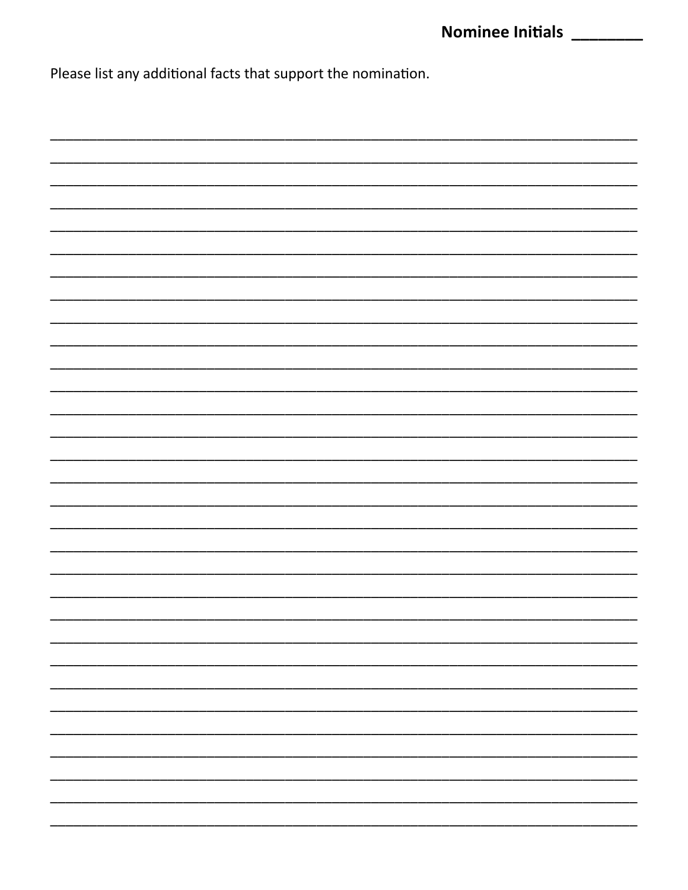**Nominee Initials ________**

Please list any additional facts that support the nomination.

___________________________________________________________________________

___________________________________________________________________________

___________________________________________________________________________

___________________________________________________________________________

___________________________________________________________________________

___________________________________________________________________________

___________________________________________________________________________

___________________________________________________________________________

___________________________________________________________________________

___________________________________________________________________________

___________________________________________________________________________

___________________________________________________________________________

___________________________________________________________________________

___________________________________________________________________________

___________________________________________________________________________

___________________________________________________________________________

___________________________________________________________________________

___________________________________________________________________________

___________________________________________________________________________

___________________________________________________________________________

___________________________________________________________________________

___________________________________________________________________________

___________________________________________________________________________

___________________________________________________________________________

___________________________________________________________________________

___________________________________________________________________________

___________________________________________________________________________

___________________________________________________________________________

___________________________________________________________________________

___________________________________________________________________________

___________________________________________________________________________

___________________________________________________________________________

___________________________________________________________________________